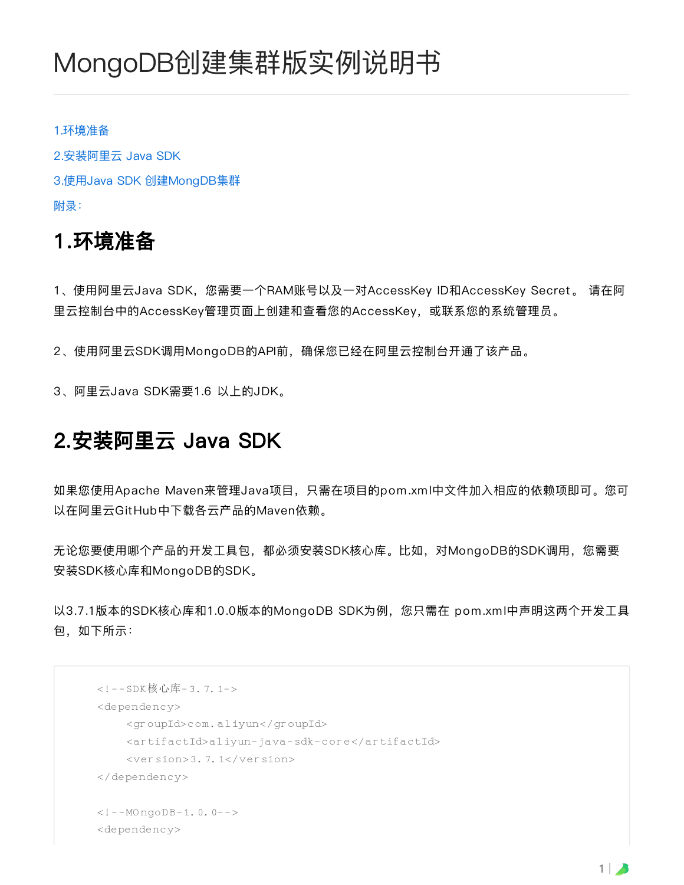# MongoDB创建集群版实例说明书

1.环境准备

2.安装阿里云 Java SDK

3.使用Java SDK 创建MongDB集群

附录:

## 1.环境准备

1、使用阿里云Java SDK，您需要一个RAM账号以及一对AccessKey ID和AccessKey Secret。 请在阿里云控制台中的AccessKey管理页面上创建和查看您的AccessKey，或联系您的系统管理员。

2、使用阿里云SDK调用MongoDB的API前，确保您已经在阿里云控制台开通了该产品。

3、阿里云Java SDK需要1.6 以上的JDK。

## 2.安装阿里云 Java SDK

如果您使用Apache Maven来管理Java项目，只需在项目的pom.xml中文件加入相应的依赖项即可。您可以在阿里云GitHub中下载各云产品的Maven依赖。

无论您要使用哪个产品的开发工具包，都必须安装SDK核心库。比如，对MongoDB的SDK调用，您需要安装SDK核心库和MongoDB的SDK。

以3.7.1版本的SDK核心库和1.0.0版本的MongoDB SDK为例，您只需在 pom.xml中声明这两个开发工具包，如下所示:

```
<!--SDK核心库-3.7.1->
<dependency>
    <groupId>com.aliyun</groupId>
    <artifactId>aliyun-java-sdk-core</artifactId>
    <version>3.7.1</version>
</dependency>

<!--MOngoDB-1.0.0-->
<dependency>
```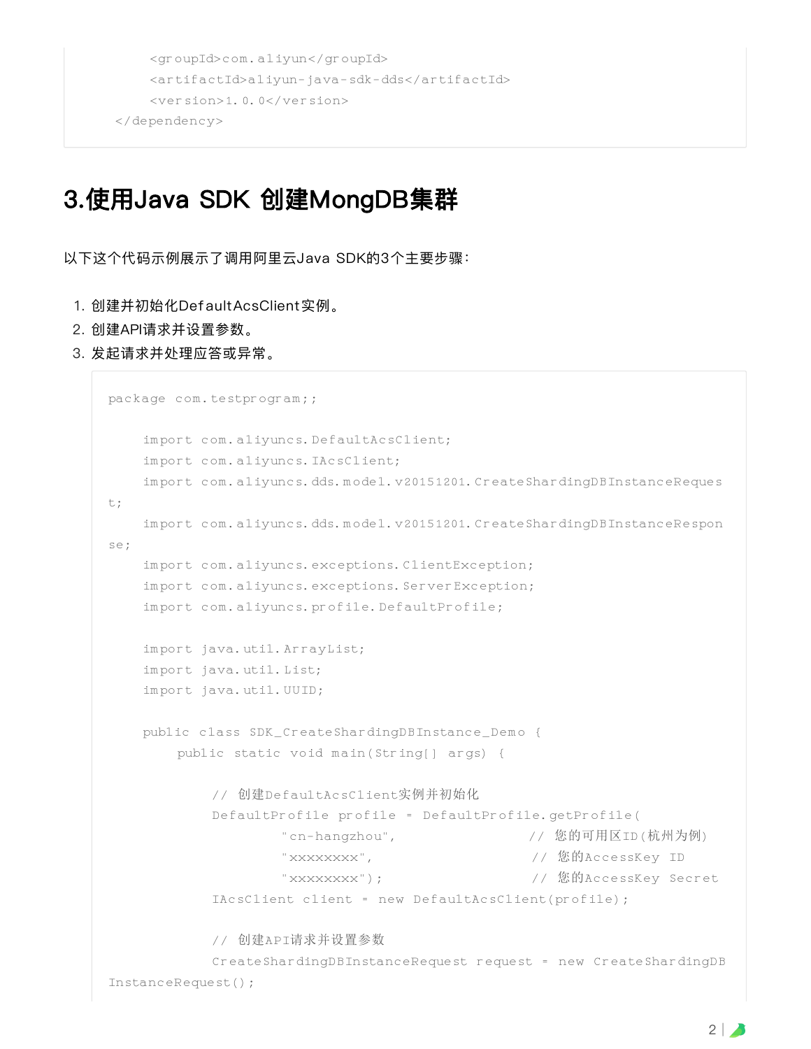```
        <groupId>com.aliyun</groupId>
        <artifactId>aliyun-java-sdk-dds</artifactId>
        <version>1.0.0</version>
    </dependency>
```

## 3.使用Java SDK 创建MongDB集群

以下这个代码示例展示了调用阿里云Java SDK的3个主要步骤：

1. 创建并初始化DefaultAcsClient实例。
2. 创建API请求并设置参数。
3. 发起请求并处理应答或异常。

```
package com.testprogram;;

    import com.aliyuncs.DefaultAcsClient;
    import com.aliyuncs.IAcsClient;
    import com.aliyuncs.dds.model.v20151201.CreateShardingDBInstanceRequest;
    import com.aliyuncs.dds.model.v20151201.CreateShardingDBInstanceResponse;
    import com.aliyuncs.exceptions.ClientException;
    import com.aliyuncs.exceptions.ServerException;
    import com.aliyuncs.profile.DefaultProfile;

    import java.util.ArrayList;
    import java.util.List;
    import java.util.UUID;

    public class SDK_CreateShardingDBInstance_Demo {
        public static void main(String[] args) {

            // 创建DefaultAcsClient实例并初始化
            DefaultProfile profile = DefaultProfile.getProfile(
                    "cn-hangzhou",              // 您的可用区ID(杭州为例)
                    "xxxxxxxx",                 // 您的AccessKey ID
                    "xxxxxxxx");                // 您的AccessKey Secret
            IAcsClient client = new DefaultAcsClient(profile);

            // 创建API请求并设置参数
            CreateShardingDBInstanceRequest request = new CreateShardingDBInstanceRequest();
```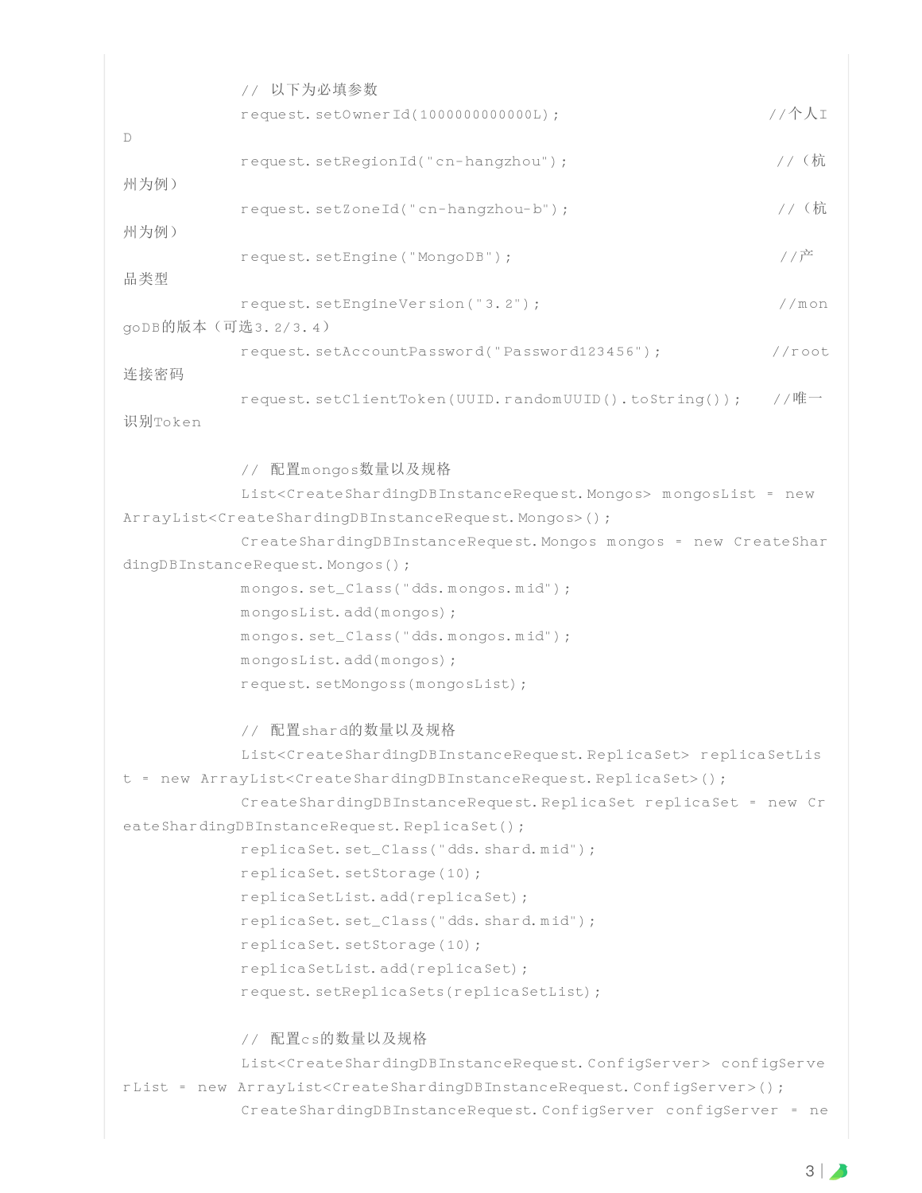```java
            // 以下为必填参数
            request.setOwnerId(1000000000000L);                          //个人ID
            request.setRegionId("cn-hangzhou");                           //（杭州为例）
            request.setZoneId("cn-hangzhou-b");                           //（杭州为例）
            request.setEngine("MongoDB");                                 //产品类型
            request.setEngineVersion("3.2");                              //mongoDB的版本（可选3.2/3.4）
            request.setAccountPassword("Password123456");                 //root连接密码
            request.setClientToken(UUID.randomUUID().toString());         //唯一识别Token

            // 配置mongos数量以及规格
            List<CreateShardingDBInstanceRequest.Mongos> mongosList = new ArrayList<CreateShardingDBInstanceRequest.Mongos>();
            CreateShardingDBInstanceRequest.Mongos mongos = new CreateShardingDBInstanceRequest.Mongos();
            mongos.set_Class("dds.mongos.mid");
            mongosList.add(mongos);
            mongos.set_Class("dds.mongos.mid");
            mongosList.add(mongos);
            request.setMongoss(mongosList);

            // 配置shard的数量以及规格
            List<CreateShardingDBInstanceRequest.ReplicaSet> replicaSetList = new ArrayList<CreateShardingDBInstanceRequest.ReplicaSet>();
            CreateShardingDBInstanceRequest.ReplicaSet replicaSet = new CreateShardingDBInstanceRequest.ReplicaSet();
            replicaSet.set_Class("dds.shard.mid");
            replicaSet.setStorage(10);
            replicaSetList.add(replicaSet);
            replicaSet.set_Class("dds.shard.mid");
            replicaSet.setStorage(10);
            replicaSetList.add(replicaSet);
            request.setReplicaSets(replicaSetList);

            // 配置cs的数量以及规格
            List<CreateShardingDBInstanceRequest.ConfigServer> configServerList = new ArrayList<CreateShardingDBInstanceRequest.ConfigServer>();
            CreateShardingDBInstanceRequest.ConfigServer configServer = ne
```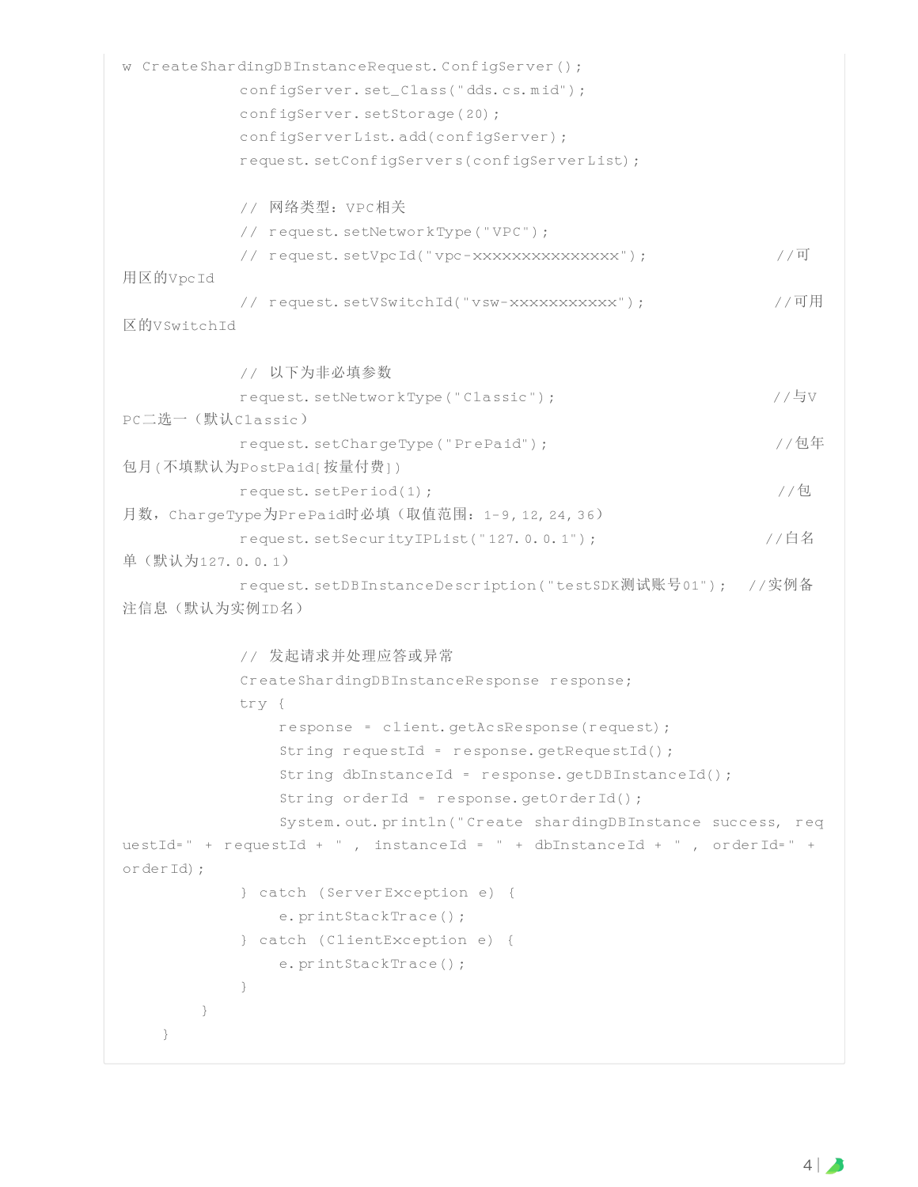```
w CreateShardingDBInstanceRequest.ConfigServer();
            configServer.set_Class("dds.cs.mid");
            configServer.setStorage(20);
            configServerList.add(configServer);
            request.setConfigServers(configServerList);

            // 网络类型：VPC相关
            // request.setNetworkType("VPC");
            // request.setVpcId("vpc-xxxxxxxxxxxxxxx");                //可用区的VpcId
            // request.setVSwitchId("vsw-xxxxxxxxxxx");                //可用区的VSwitchId

            // 以下为非必填参数
            request.setNetworkType("Classic");                          //与VPC二选一（默认Classic）
            request.setChargeType("PrePaid");                           //包年包月(不填默认为PostPaid[按量付费])
            request.setPeriod(1);                                       //包月数，ChargeType为PrePaid时必填（取值范围：1-9,12,24,36）
            request.setSecurityIPList("127.0.0.1");                     //白名单（默认为127.0.0.1）
            request.setDBInstanceDescription("testSDK测试账号01");   //实例备注信息（默认为实例ID名）

            // 发起请求并处理应答或异常
            CreateShardingDBInstanceResponse response;
            try {
                response = client.getAcsResponse(request);
                String requestId = response.getRequestId();
                String dbInstanceId = response.getDBInstanceId();
                String orderId = response.getOrderId();
                System.out.println("Create shardingDBInstance success, requestId=" + requestId + " , instanceId = " + dbInstanceId + " , orderId=" + orderId);
            } catch (ServerException e) {
                e.printStackTrace();
            } catch (ClientException e) {
                e.printStackTrace();
            }
        }
    }
```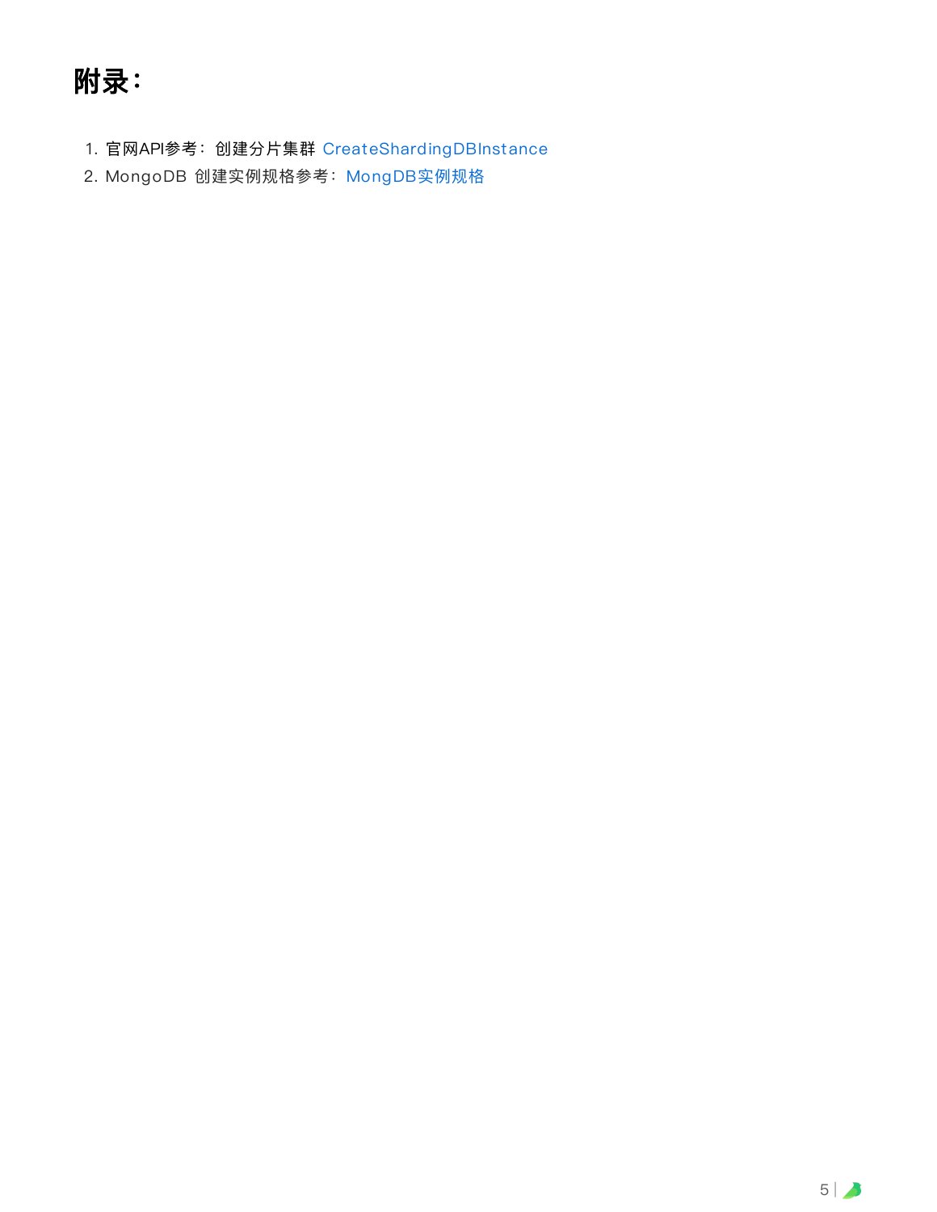# 附录：

1. 官网API参考：创建分片集群 CreateShardingDBInstance
2. MongoDB 创建实例规格参考：MongDB实例规格